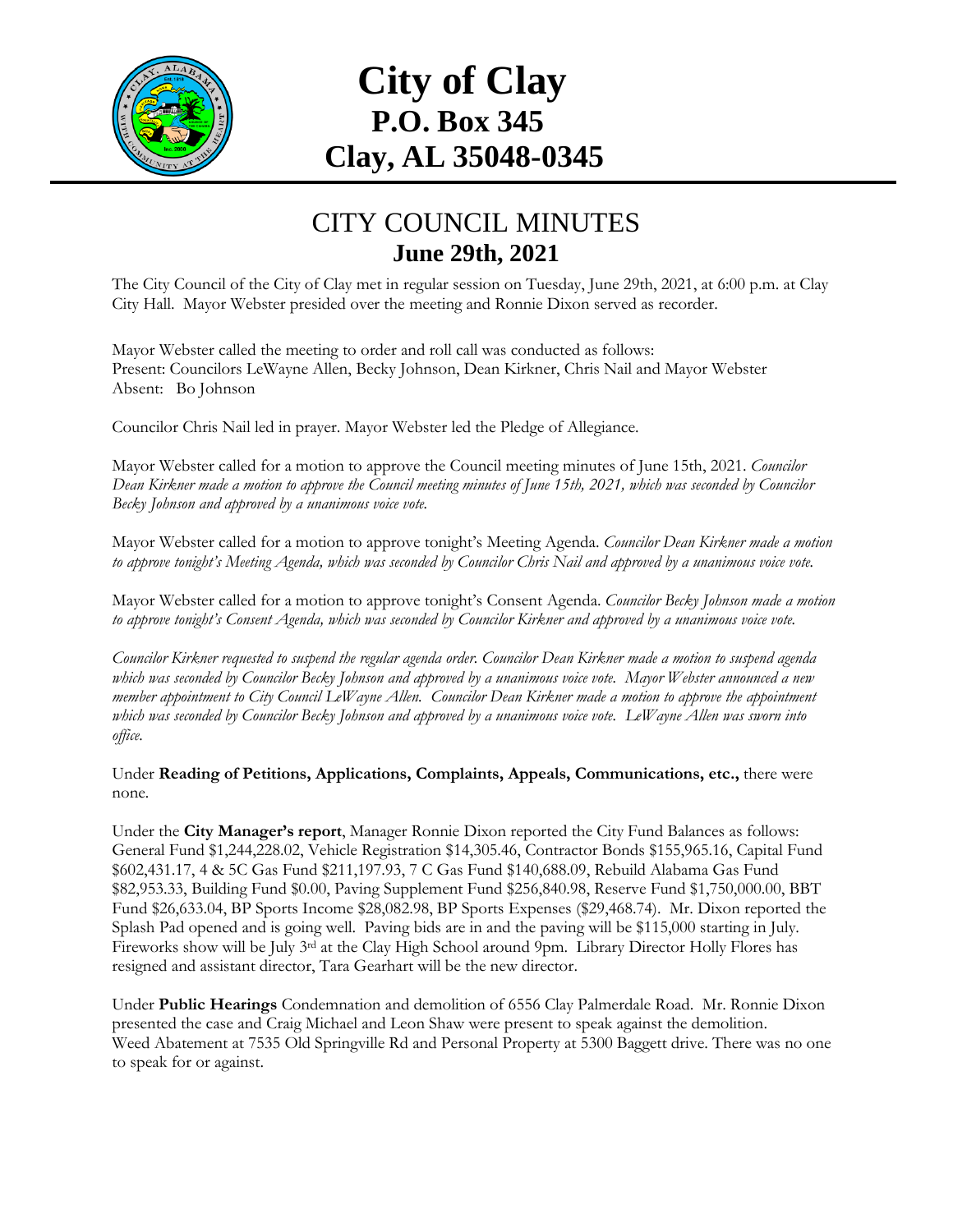# City of Clay
## P.O. Box 345
## Clay, AL 35048-0345

## CITY COUNCIL MINUTES
### June 29th, 2021

The City Council of the City of Clay met in regular session on Tuesday, June 29th, 2021, at 6:00 p.m. at Clay City Hall. Mayor Webster presided over the meeting and Ronnie Dixon served as recorder.

Mayor Webster called the meeting to order and roll call was conducted as follows:
Present: Councilors LeWayne Allen, Becky Johnson, Dean Kirkner, Chris Nail and Mayor Webster
Absent: Bo Johnson

Councilor Chris Nail led in prayer. Mayor Webster led the Pledge of Allegiance.

Mayor Webster called for a motion to approve the Council meeting minutes of June 15th, 2021. *Councilor Dean Kirkner made a motion to approve the Council meeting minutes of June 15th, 2021, which was seconded by Councilor Becky Johnson and approved by a unanimous voice vote.*

Mayor Webster called for a motion to approve tonight's Meeting Agenda. *Councilor Dean Kirkner made a motion to approve tonight's Meeting Agenda, which was seconded by Councilor Chris Nail and approved by a unanimous voice vote.*

Mayor Webster called for a motion to approve tonight's Consent Agenda. *Councilor Becky Johnson made a motion to approve tonight's Consent Agenda, which was seconded by Councilor Kirkner and approved by a unanimous voice vote.*

*Councilor Kirkner requested to suspend the regular agenda order. Councilor Dean Kirkner made a motion to suspend agenda which was seconded by Councilor Becky Johnson and approved by a unanimous voice vote. Mayor Webster announced a new member appointment to City Council LeWayne Allen. Councilor Dean Kirkner made a motion to approve the appointment which was seconded by Councilor Becky Johnson and approved by a unanimous voice vote. LeWayne Allen was sworn into office.*

Under **Reading of Petitions, Applications, Complaints, Appeals, Communications, etc.,** there were none.

Under the **City Manager's report**, Manager Ronnie Dixon reported the City Fund Balances as follows: General Fund $1,244,228.02, Vehicle Registration $14,305.46, Contractor Bonds $155,965.16, Capital Fund $602,431.17, 4 & 5C Gas Fund $211,197.93, 7 C Gas Fund $140,688.09, Rebuild Alabama Gas Fund $82,953.33, Building Fund $0.00, Paving Supplement Fund $256,840.98, Reserve Fund $1,750,000.00, BBT Fund $26,633.04, BP Sports Income $28,082.98, BP Sports Expenses ($29,468.74). Mr. Dixon reported the Splash Pad opened and is going well. Paving bids are in and the paving will be $115,000 starting in July. Fireworks show will be July 3rd at the Clay High School around 9pm. Library Director Holly Flores has resigned and assistant director, Tara Gearhart will be the new director.

Under **Public Hearings** Condemnation and demolition of 6556 Clay Palmerdale Road. Mr. Ronnie Dixon presented the case and Craig Michael and Leon Shaw were present to speak against the demolition. Weed Abatement at 7535 Old Springville Rd and Personal Property at 5300 Baggett drive. There was no one to speak for or against.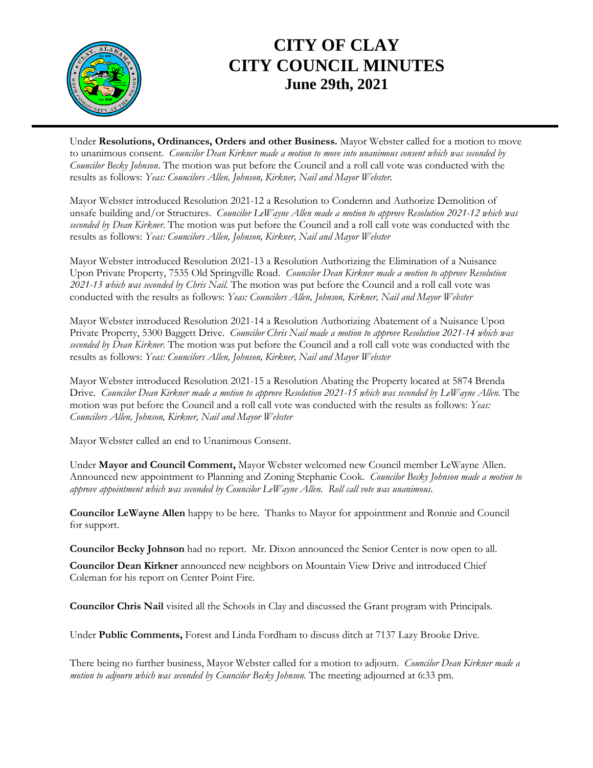# CITY OF CLAY
# CITY COUNCIL MINUTES
## June 29th, 2021

Under **Resolutions, Ordinances, Orders and other Business.** Mayor Webster called for a motion to move to unanimous consent. *Councilor Dean Kirkner made a motion to move into unanimous consent which was seconded by Councilor Becky Johnson.* The motion was put before the Council and a roll call vote was conducted with the results as follows: *Yeas: Councilors Allen, Johnson, Kirkner, Nail and Mayor Webster.*

Mayor Webster introduced Resolution 2021-12 a Resolution to Condemn and Authorize Demolition of unsafe building and/or Structures. *Councilor LeWayne Allen made a motion to approve Resolution 2021-12 which was seconded by Dean Kirkner.* The motion was put before the Council and a roll call vote was conducted with the results as follows: *Yeas: Councilors Allen, Johnson, Kirkner, Nail and Mayor Webster*

Mayor Webster introduced Resolution 2021-13 a Resolution Authorizing the Elimination of a Nuisance Upon Private Property, 7535 Old Springville Road. *Councilor Dean Kirkner made a motion to approve Resolution 2021-13 which was seconded by Chris Nail.* The motion was put before the Council and a roll call vote was conducted with the results as follows: *Yeas: Councilors Allen, Johnson, Kirkner, Nail and Mayor Webster*

Mayor Webster introduced Resolution 2021-14 a Resolution Authorizing Abatement of a Nuisance Upon Private Property, 5300 Baggett Drive. *Councilor Chris Nail made a motion to approve Resolution 2021-14 which was seconded by Dean Kirkner.* The motion was put before the Council and a roll call vote was conducted with the results as follows: *Yeas: Councilors Allen, Johnson, Kirkner, Nail and Mayor Webster*

Mayor Webster introduced Resolution 2021-15 a Resolution Abating the Property located at 5874 Brenda Drive. *Councilor Dean Kirkner made a motion to approve Resolution 2021-15 which was seconded by LeWayne Allen.* The motion was put before the Council and a roll call vote was conducted with the results as follows: *Yeas: Councilors Allen, Johnson, Kirkner, Nail and Mayor Webster*

Mayor Webster called an end to Unanimous Consent.

Under **Mayor and Council Comment,** Mayor Webster welcomed new Council member LeWayne Allen. Announced new appointment to Planning and Zoning Stephanie Cook. *Councilor Becky Johnson made a motion to approve appointment which was seconded by Councilor LeWayne Allen. Roll call vote was unanimous.*

**Councilor LeWayne Allen** happy to be here. Thanks to Mayor for appointment and Ronnie and Council for support.

**Councilor Becky Johnson** had no report. Mr. Dixon announced the Senior Center is now open to all.

**Councilor Dean Kirkner** announced new neighbors on Mountain View Drive and introduced Chief Coleman for his report on Center Point Fire.

**Councilor Chris Nail** visited all the Schools in Clay and discussed the Grant program with Principals.

Under **Public Comments,** Forest and Linda Fordham to discuss ditch at 7137 Lazy Brooke Drive.

There being no further business, Mayor Webster called for a motion to adjourn. *Councilor Dean Kirkner made a motion to adjourn which was seconded by Councilor Becky Johnson.* The meeting adjourned at 6:33 pm.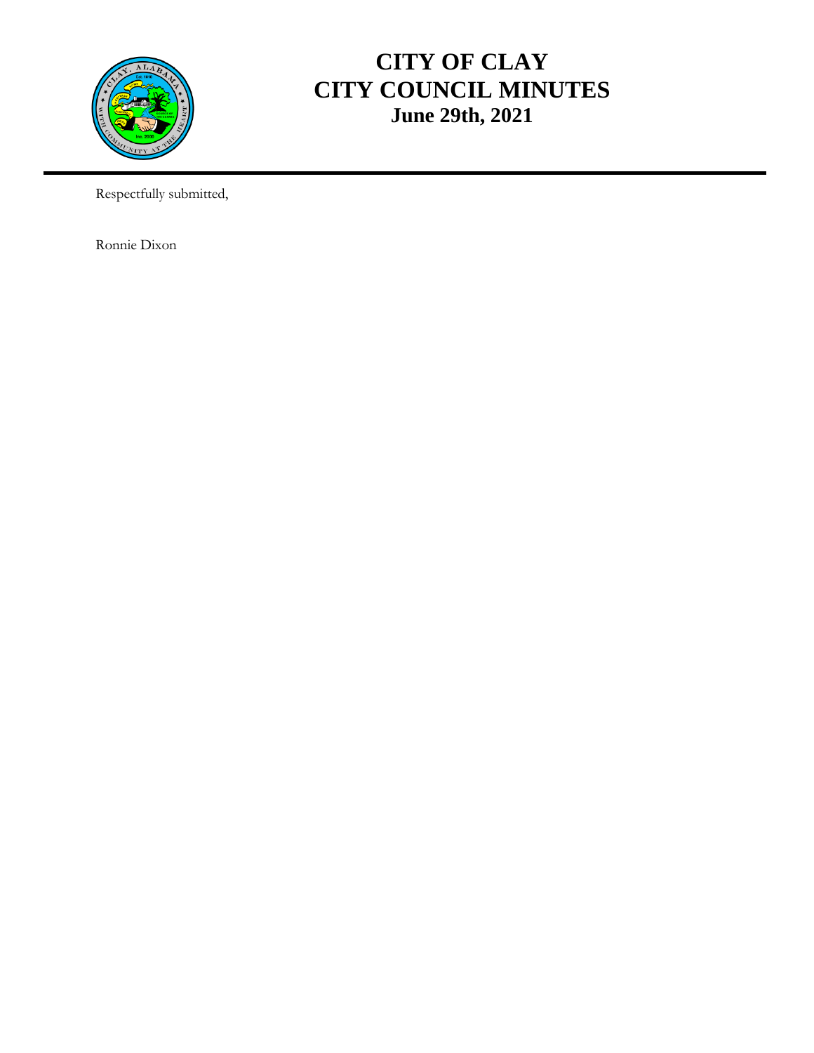# CITY OF CLAY
# CITY COUNCIL MINUTES
## June 29th, 2021

Respectfully submitted,

Ronnie Dixon